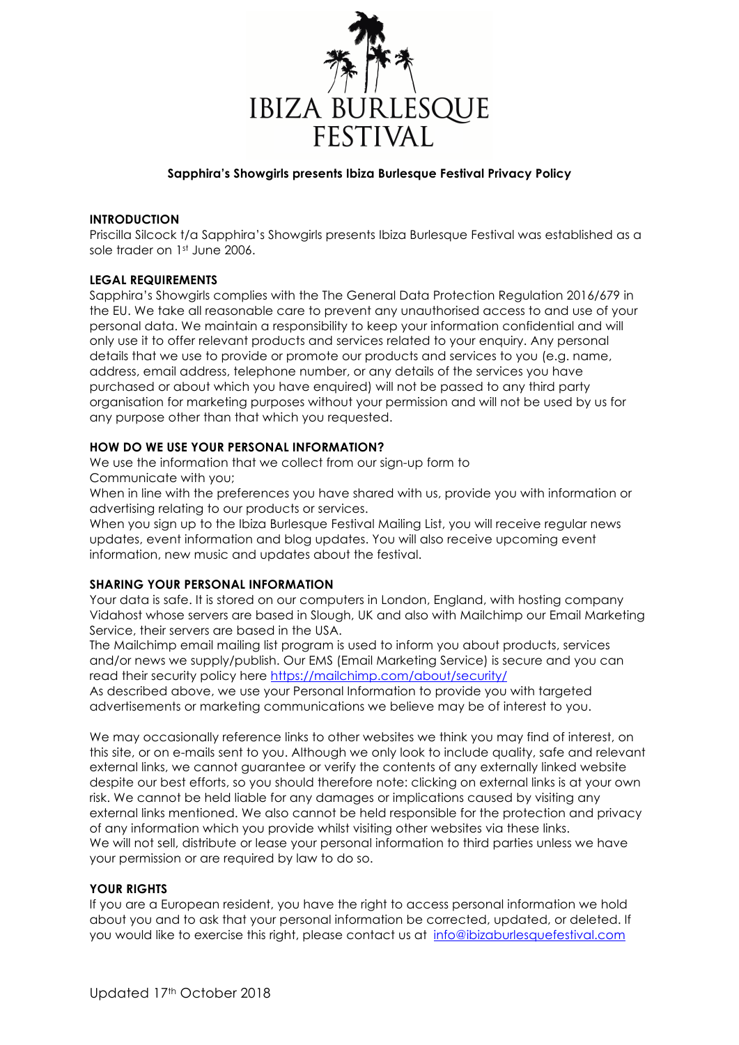# IBIZA BURLESQUE FESTIVAL

**Sapphira's Showgirls presents Ibiza Burlesque Festival Privacy Policy**

## INTRODUCTION

Priscilla Silcock t/a Sapphira's Showgirls presents Ibiza Burlesque Festival was established as a sole trader on 1st June 2006.

## LEGAL REQUIREMENTS

Sapphira's Showgirls complies with the The General Data Protection Regulation 2016/679 in the EU. We take all reasonable care to prevent any unauthorised access to and use of your personal data. We maintain a responsibility to keep your information confidential and will only use it to offer relevant products and services related to your enquiry. Any personal details that we use to provide or promote our products and services to you (e.g. name, address, email address, telephone number, or any details of the services you have purchased or about which you have enquired) will not be passed to any third party organisation for marketing purposes without your permission and will not be used by us for any purpose other than that which you requested.

## HOW DO WE USE YOUR PERSONAL INFORMATION?

We use the information that we collect from our sign-up form to
Communicate with you;
When in line with the preferences you have shared with us, provide you with information or advertising relating to our products or services.
When you sign up to the Ibiza Burlesque Festival Mailing List, you will receive regular news updates, event information and blog updates. You will also receive upcoming event information, new music and updates about the festival.

## SHARING YOUR PERSONAL INFORMATION

Your data is safe. It is stored on our computers in London, England, with hosting company Vidahost whose servers are based in Slough, UK and also with Mailchimp our Email Marketing Service, their servers are based in the USA.
The Mailchimp email mailing list program is used to inform you about products, services and/or news we supply/publish. Our EMS (Email Marketing Service) is secure and you can read their security policy here https://mailchimp.com/about/security/
As described above, we use your Personal Information to provide you with targeted advertisements or marketing communications we believe may be of interest to you.

We may occasionally reference links to other websites we think you may find of interest, on this site, or on e-mails sent to you. Although we only look to include quality, safe and relevant external links, we cannot guarantee or verify the contents of any externally linked website despite our best efforts, so you should therefore note: clicking on external links is at your own risk. We cannot be held liable for any damages or implications caused by visiting any external links mentioned. We also cannot be held responsible for the protection and privacy of any information which you provide whilst visiting other websites via these links.
We will not sell, distribute or lease your personal information to third parties unless we have your permission or are required by law to do so.

## YOUR RIGHTS

If you are a European resident, you have the right to access personal information we hold about you and to ask that your personal information be corrected, updated, or deleted. If you would like to exercise this right, please contact us at info@ibizaburlesquefestival.com

Updated 17th October 2018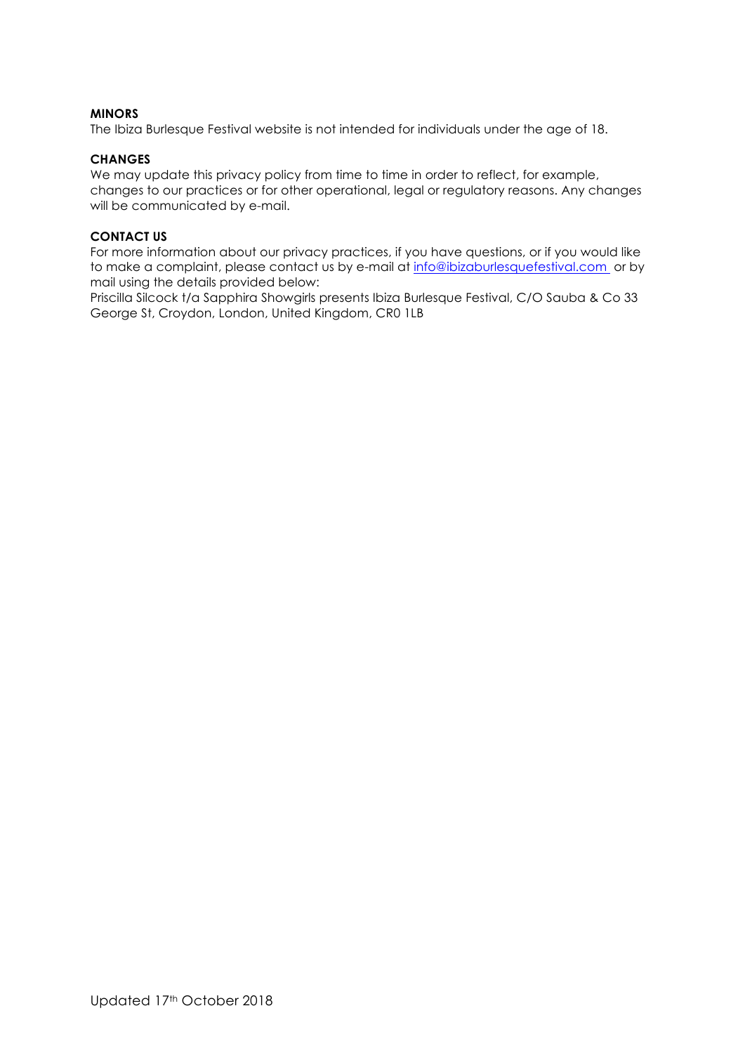**MINORS**

The Ibiza Burlesque Festival website is not intended for individuals under the age of 18.

**CHANGES**

We may update this privacy policy from time to time in order to reflect, for example, changes to our practices or for other operational, legal or regulatory reasons. Any changes will be communicated by e-mail.

**CONTACT US**

For more information about our privacy practices, if you have questions, or if you would like to make a complaint, please contact us by e-mail at info@ibizaburlesquefestival.com or by mail using the details provided below:

Priscilla Silcock t/a Sapphira Showgirls presents Ibiza Burlesque Festival, C/O Sauba & Co 33 George St, Croydon, London, United Kingdom, CR0 1LB

Updated 17th October 2018